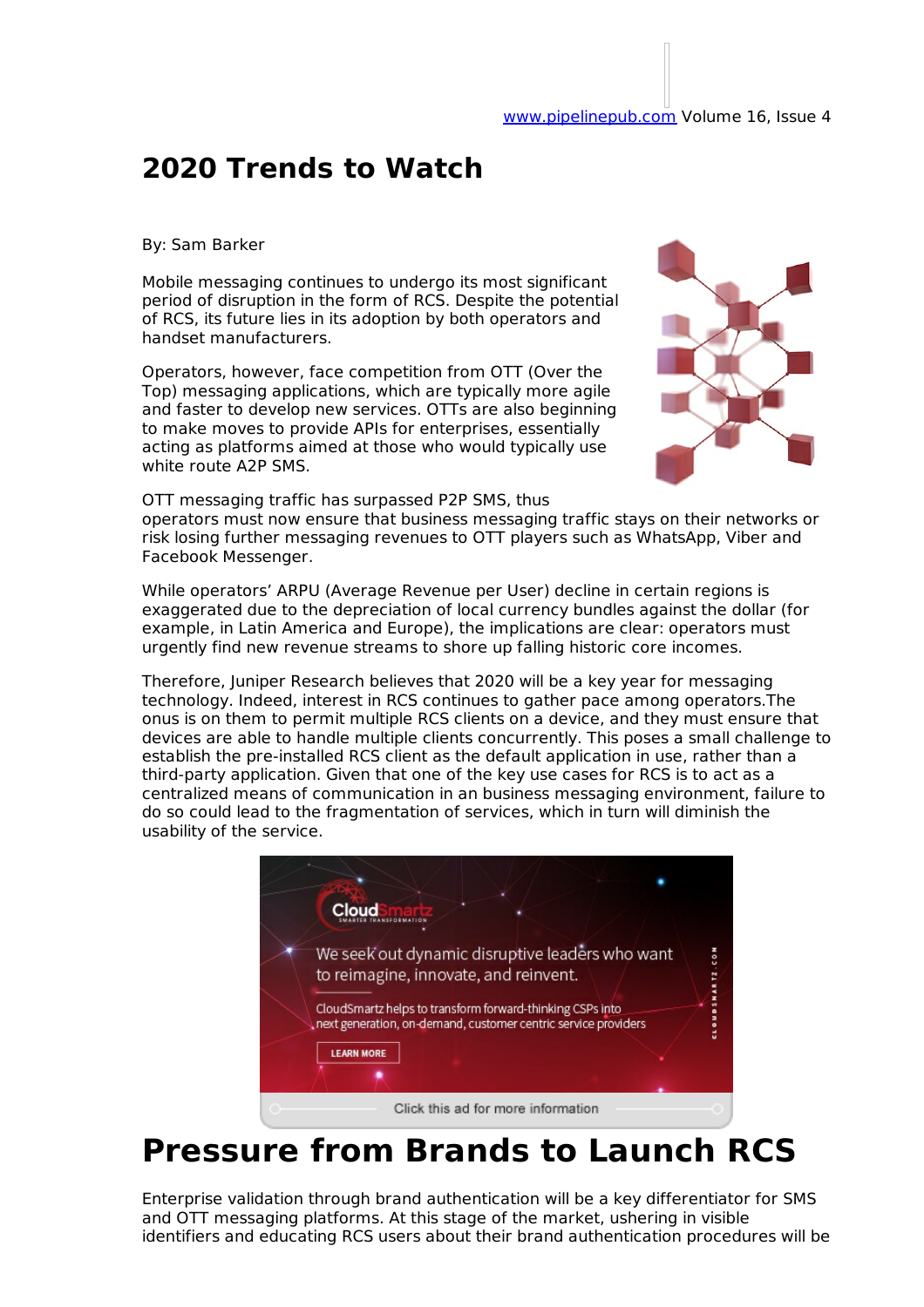# 2020 Trends to Watch

By: Sam Barker

Mobile messaging continues to undergo its most significant period of disruption in the form of RCS. Despite the potential of RCS, its future lies in its adoption by both operators and handset manufacturers.

Operators, however, face competition from OTT (Over the Top) messaging applications, which are typically more agile and faster to develop new services. OTTs are also beginning to make moves to provide APIs for enterprises, essentially acting as platforms aimed at those who would typically use white route A2P SMS.

OTT messaging traffic has surpassed P2P SMS, thus operators must now ensure that business messaging traffic stays on their networks or risk losing further messaging revenues to OTT players such as WhatsApp, Viber and Facebook Messenger.

While operators' ARPU (Average Revenue per User) decline in certain regions is exaggerated due to the depreciation of local currency bundles against the dollar (for example, in Latin America and Europe), the implications are clear: operators must urgently find new revenue streams to shore up falling historic core incomes.

Therefore, Juniper Research believes that 2020 will be a key year for messaging technology. Indeed, interest in RCS continues to gather pace among operators.The onus is on them to permit multiple RCS clients on a device, and they must ensure that devices are able to handle multiple clients concurrently. This poses a small challenge to establish the pre-installed RCS client as the default application in use, rather than a third-party application. Given that one of the key use cases for RCS is to act as a centralized means of communication in an business messaging environment, failure to do so could lead to the fragmentation of services, which in turn will diminish the usability of the service.

# Pressure from Brands to Launch RCS

Enterprise validation through brand authentication will be a key differentiator for SMS and OTT messaging platforms. At this stage of the market, ushering in visible identifiers and educating RCS users about their brand authentication procedures will be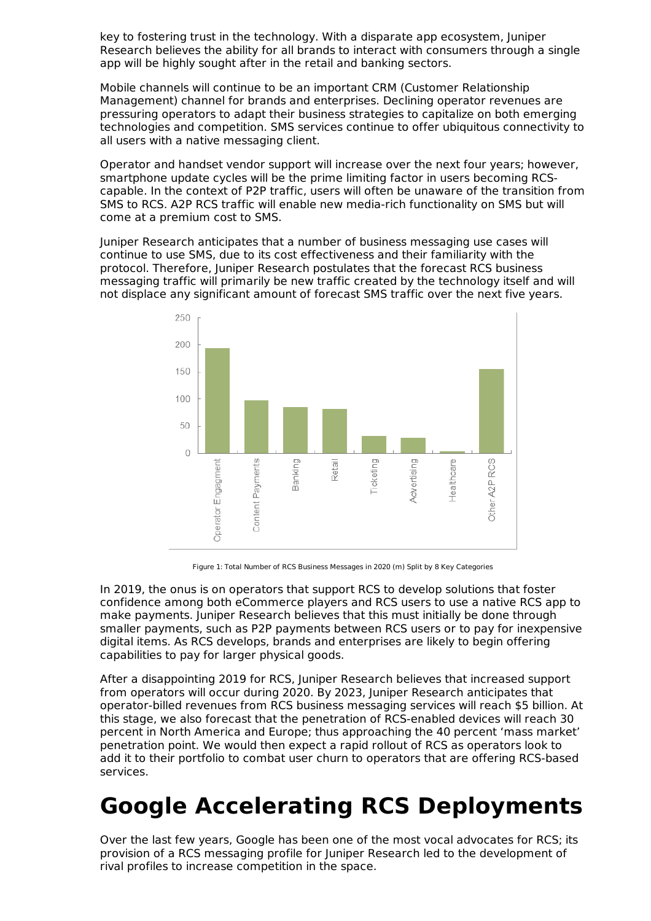key to fostering trust in the technology. With a disparate app ecosystem, Juniper Research believes the ability for all brands to interact with consumers through a single app will be highly sought after in the retail and banking sectors.

Mobile channels will continue to be an important CRM (Customer Relationship Management) channel for brands and enterprises. Declining operator revenues are pressuring operators to adapt their business strategies to capitalize on both emerging technologies and competition. SMS services continue to offer ubiquitous connectivity to all users with a native messaging client.

Operator and handset vendor support will increase over the next four years; however, smartphone update cycles will be the prime limiting factor in users becoming RCS-capable. In the context of P2P traffic, users will often be unaware of the transition from SMS to RCS. A2P RCS traffic will enable new media-rich functionality on SMS but will come at a premium cost to SMS.

Juniper Research anticipates that a number of business messaging use cases will continue to use SMS, due to its cost effectiveness and their familiarity with the protocol. Therefore, Juniper Research postulates that the forecast RCS business messaging traffic will primarily be new traffic created by the technology itself and will not displace any significant amount of forecast SMS traffic over the next five years.

Figure 1: Total Number of RCS Business Messages in 2020 (m) Split by 8 Key Categories

In 2019, the onus is on operators that support RCS to develop solutions that foster confidence among both eCommerce players and RCS users to use a native RCS app to make payments. Juniper Research believes that this must initially be done through smaller payments, such as P2P payments between RCS users or to pay for inexpensive digital items. As RCS develops, brands and enterprises are likely to begin offering capabilities to pay for larger physical goods.

After a disappointing 2019 for RCS, Juniper Research believes that increased support from operators will occur during 2020. By 2023, Juniper Research anticipates that operator-billed revenues from RCS business messaging services will reach $5 billion. At this stage, we also forecast that the penetration of RCS-enabled devices will reach 30 percent in North America and Europe; thus approaching the 40 percent 'mass market' penetration point. We would then expect a rapid rollout of RCS as operators look to add it to their portfolio to combat user churn to operators that are offering RCS-based services.

# Google Accelerating RCS Deployments

Over the last few years, Google has been one of the most vocal advocates for RCS; its provision of a RCS messaging profile for Juniper Research led to the development of rival profiles to increase competition in the space.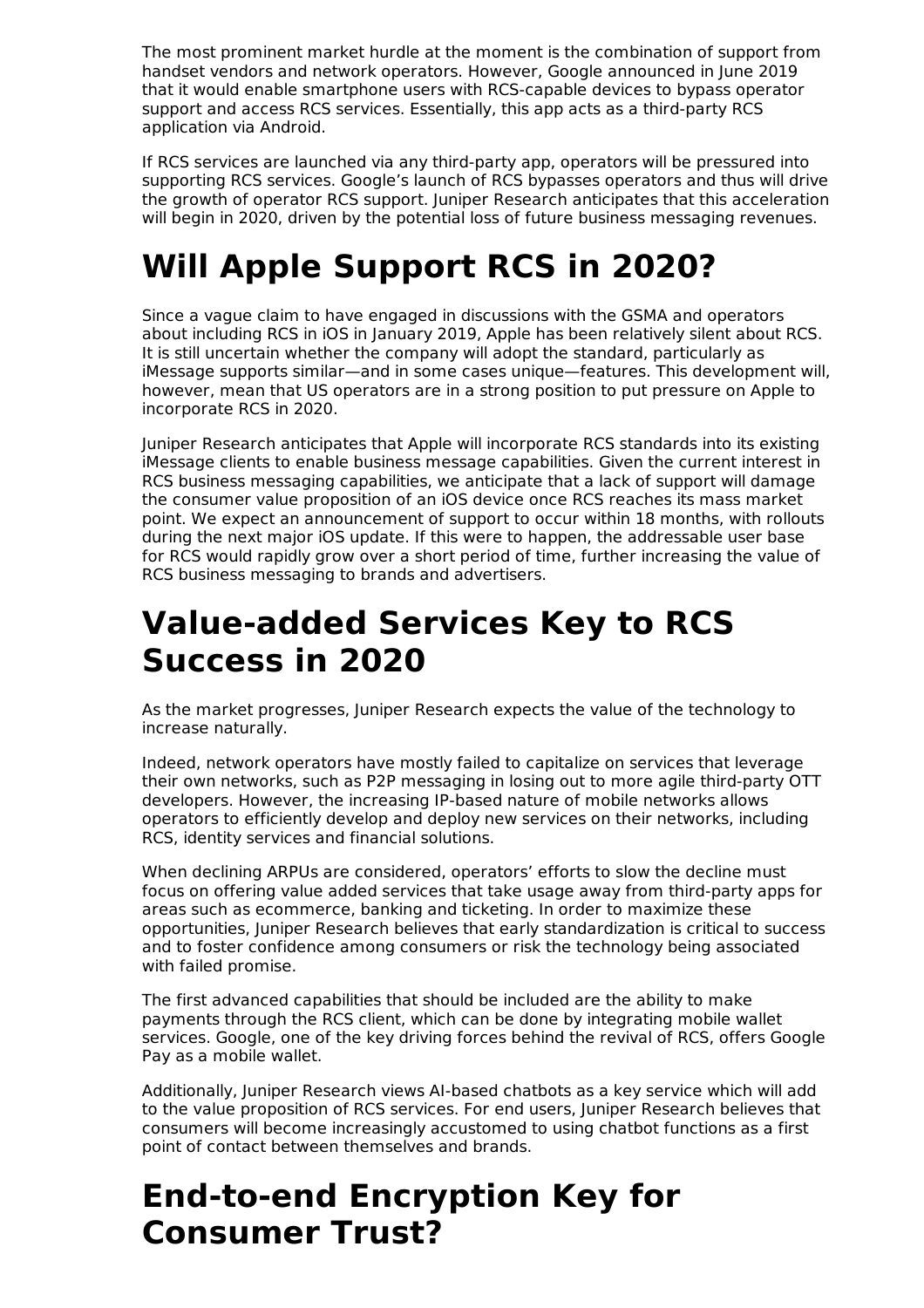The most prominent market hurdle at the moment is the combination of support from handset vendors and network operators. However, Google announced in June 2019 that it would enable smartphone users with RCS-capable devices to bypass operator support and access RCS services. Essentially, this app acts as a third-party RCS application via Android.

If RCS services are launched via any third-party app, operators will be pressured into supporting RCS services. Google's launch of RCS bypasses operators and thus will drive the growth of operator RCS support. Juniper Research anticipates that this acceleration will begin in 2020, driven by the potential loss of future business messaging revenues.

# Will Apple Support RCS in 2020?

Since a vague claim to have engaged in discussions with the GSMA and operators about including RCS in iOS in January 2019, Apple has been relatively silent about RCS. It is still uncertain whether the company will adopt the standard, particularly as iMessage supports similar—and in some cases unique—features. This development will, however, mean that US operators are in a strong position to put pressure on Apple to incorporate RCS in 2020.

Juniper Research anticipates that Apple will incorporate RCS standards into its existing iMessage clients to enable business message capabilities. Given the current interest in RCS business messaging capabilities, we anticipate that a lack of support will damage the consumer value proposition of an iOS device once RCS reaches its mass market point. We expect an announcement of support to occur within 18 months, with rollouts during the next major iOS update. If this were to happen, the addressable user base for RCS would rapidly grow over a short period of time, further increasing the value of RCS business messaging to brands and advertisers.

# Value-added Services Key to RCS Success in 2020

As the market progresses, Juniper Research expects the value of the technology to increase naturally.

Indeed, network operators have mostly failed to capitalize on services that leverage their own networks, such as P2P messaging in losing out to more agile third-party OTT developers. However, the increasing IP-based nature of mobile networks allows operators to efficiently develop and deploy new services on their networks, including RCS, identity services and financial solutions.

When declining ARPUs are considered, operators' efforts to slow the decline must focus on offering value added services that take usage away from third-party apps for areas such as ecommerce, banking and ticketing. In order to maximize these opportunities, Juniper Research believes that early standardization is critical to success and to foster confidence among consumers or risk the technology being associated with failed promise.

The first advanced capabilities that should be included are the ability to make payments through the RCS client, which can be done by integrating mobile wallet services. Google, one of the key driving forces behind the revival of RCS, offers Google Pay as a mobile wallet.

Additionally, Juniper Research views AI-based chatbots as a key service which will add to the value proposition of RCS services. For end users, Juniper Research believes that consumers will become increasingly accustomed to using chatbot functions as a first point of contact between themselves and brands.

# End-to-end Encryption Key for Consumer Trust?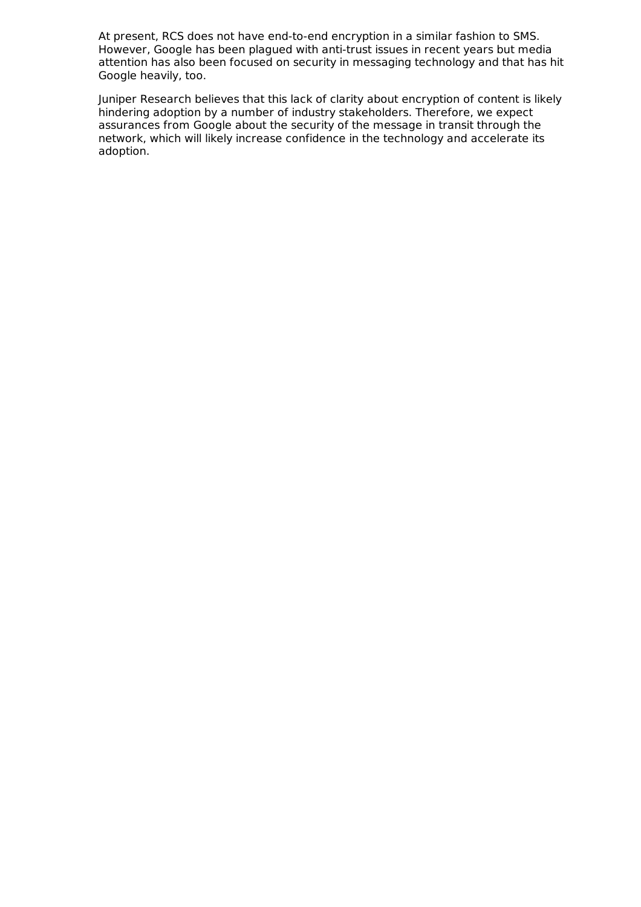At present, RCS does not have end-to-end encryption in a similar fashion to SMS. However, Google has been plagued with anti-trust issues in recent years but media attention has also been focused on security in messaging technology and that has hit Google heavily, too.

Juniper Research believes that this lack of clarity about encryption of content is likely hindering adoption by a number of industry stakeholders. Therefore, we expect assurances from Google about the security of the message in transit through the network, which will likely increase confidence in the technology and accelerate its adoption.